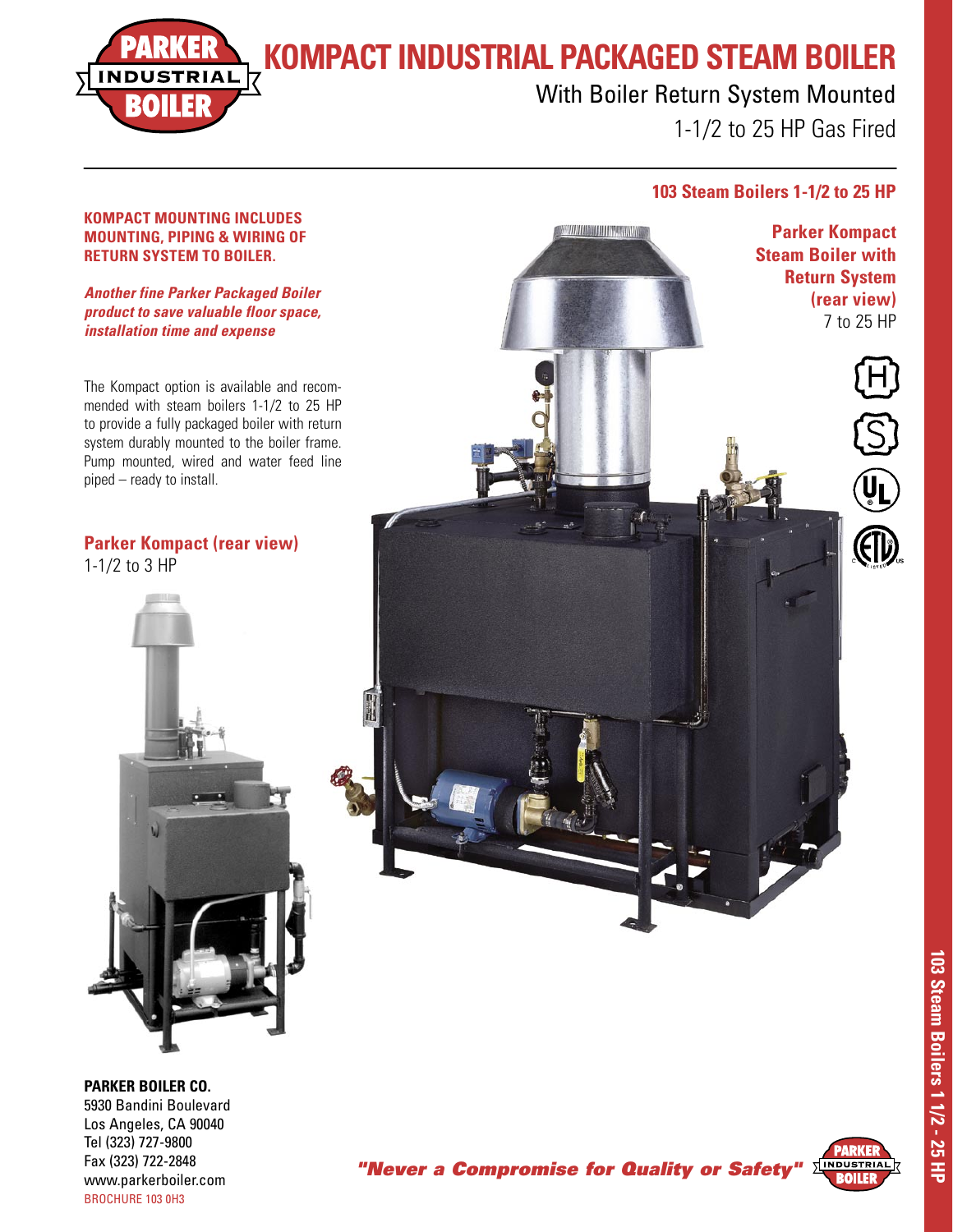# KOMPACT INDUSTRIAL PACKAGED STEAM BOILER

## With Boiler Return System Mounted

## 1-1/2 to 25 HP Gas Fired

**103 Steam Boilers 1-1/2 to 25 HP**

**KOMPACT MOUNTING INCLUDES MOUNTING, PIPING & WIRING OF RETURN SYSTEM TO BOILER.**

***Another fine Parker Packaged Boiler product to save valuable floor space, installation time and expense***

The Kompact option is available and recommended with steam boilers 1-1/2 to 25 HP to provide a fully packaged boiler with return system durably mounted to the boiler frame. Pump mounted, wired and water feed line piped – ready to install.

**Parker Kompact Steam Boiler with Return System (rear view)**
7 to 25 HP

**Parker Kompact (rear view)**
1-1/2 to 3 HP

**PARKER BOILER CO.**
5930 Bandini Boulevard
Los Angeles, CA 90040
Tel (323) 727-9800
Fax (323) 722-2848
www.parkerboiler.com
BROCHURE 103 0H3

***"Never a Compromise for Quality or Safety"***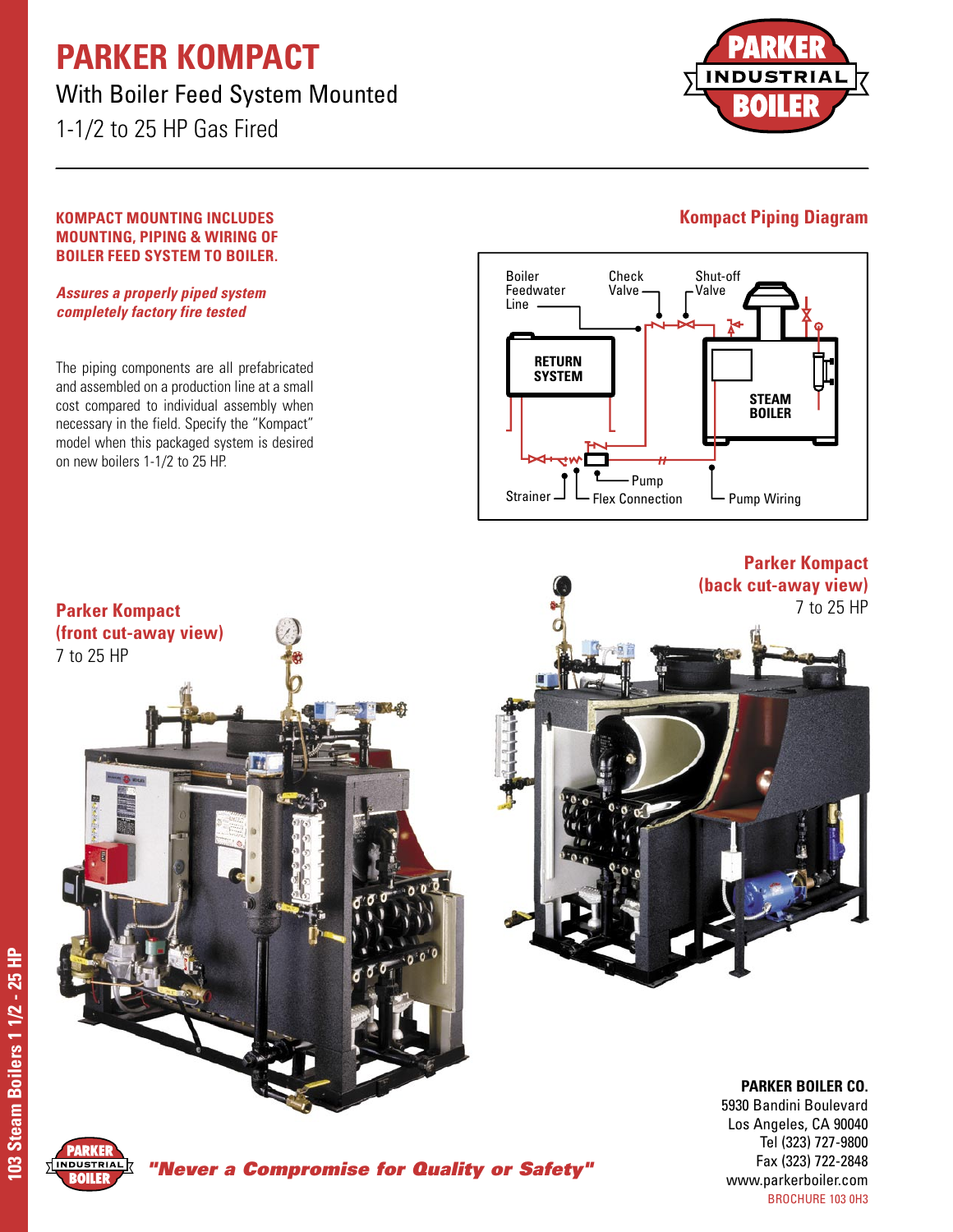# PARKER KOMPACT

With Boiler Feed System Mounted

1-1/2 to 25 HP Gas Fired

**KOMPACT MOUNTING INCLUDES MOUNTING, PIPING & WIRING OF BOILER FEED SYSTEM TO BOILER.**

***Assures a properly piped system completely factory fire tested***

The piping components are all prefabricated and assembled on a production line at a small cost compared to individual assembly when necessary in the field. Specify the "Kompact" model when this packaged system is desired on new boilers 1-1/2 to 25 HP.

**Kompact Piping Diagram**

Boiler Feedwater Line

Check Valve

Shut-off Valve

RETURN SYSTEM

STEAM BOILER

Strainer

Pump

Flex Connection

Pump Wiring

**Parker Kompact (front cut-away view)**
7 to 25 HP

**Parker Kompact (back cut-away view)**
7 to 25 HP

***"Never a Compromise for Quality or Safety"***

**PARKER BOILER CO.**
5930 Bandini Boulevard
Los Angeles, CA 90040
Tel (323) 727-9800
Fax (323) 722-2848
www.parkerboiler.com
BROCHURE 103 0H3